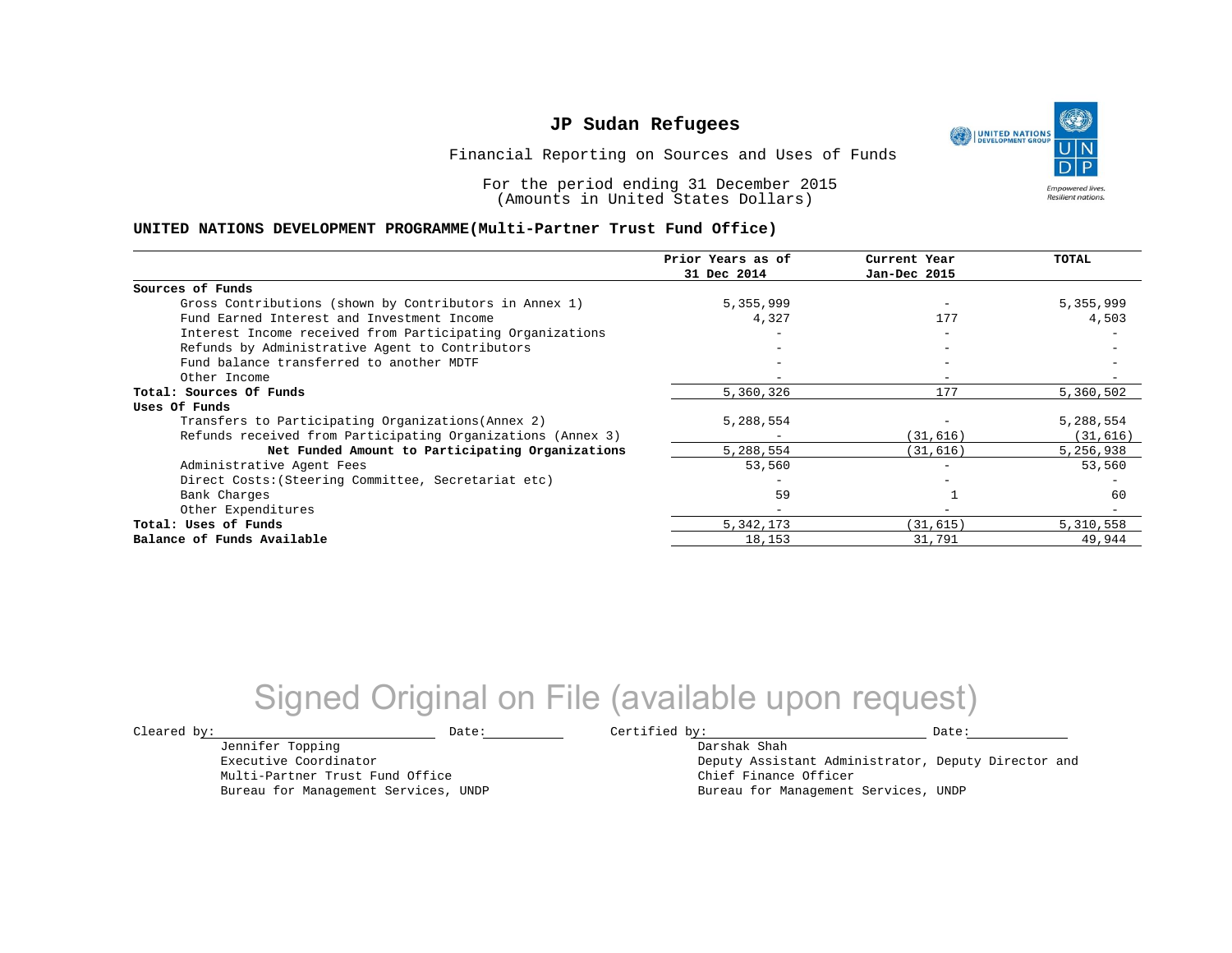# JP Sudan Refugees

Financial Reporting on Sources and Uses of Funds

For the period ending 31 December 2015
(Amounts in United States Dollars)

## UNITED NATIONS DEVELOPMENT PROGRAMME(Multi-Partner Trust Fund Office)

| | Prior Years as of 31 Dec 2014 | Current Year Jan-Dec 2015 | TOTAL |
|---|---|---|---|
| **Sources of Funds** | | | |
| Gross Contributions (shown by Contributors in Annex 1) | 5,355,999 | - | 5,355,999 |
| Fund Earned Interest and Investment Income | 4,327 | 177 | 4,503 |
| Interest Income received from Participating Organizations | - | - | - |
| Refunds by Administrative Agent to Contributors | - | - | - |
| Fund balance transferred to another MDTF | - | - | - |
| Other Income | - | - | - |
| **Total: Sources Of Funds** | 5,360,326 | 177 | 5,360,502 |
| **Uses Of Funds** | | | |
| Transfers to Participating Organizations(Annex 2) | 5,288,554 | - | 5,288,554 |
| Refunds received from Participating Organizations (Annex 3) | - | (31,616) | (31,616) |
| **Net Funded Amount to Participating Organizations** | 5,288,554 | (31,616) | 5,256,938 |
| Administrative Agent Fees | 53,560 | - | 53,560 |
| Direct Costs:(Steering Committee, Secretariat etc) | - | - | - |
| Bank Charges | 59 | 1 | 60 |
| Other Expenditures | - | - | - |
| **Total: Uses of Funds** | 5,342,173 | (31,615) | 5,310,558 |
| **Balance of Funds Available** | 18,153 | 31,791 | 49,944 |

Signed Original on File (available upon request)

Cleared by: ____________________ Date: __________

Jennifer Topping
Executive Coordinator
Multi-Partner Trust Fund Office
Bureau for Management Services, UNDP

Certified by: ____________________ Date: __________

Darshak Shah
Deputy Assistant Administrator, Deputy Director and
Chief Finance Officer
Bureau for Management Services, UNDP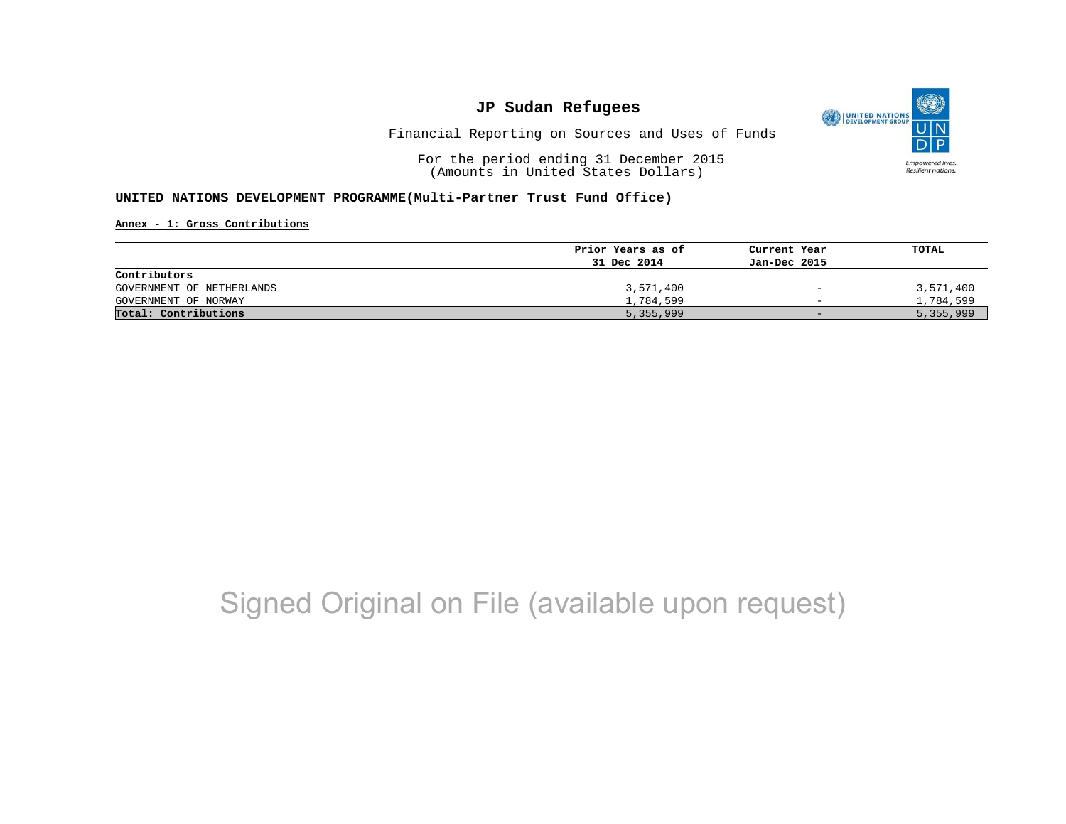# JP Sudan Refugees

Financial Reporting on Sources and Uses of Funds

For the period ending 31 December 2015
(Amounts in United States Dollars)

**UNITED NATIONS DEVELOPMENT PROGRAMME(Multi-Partner Trust Fund Office)**

**Annex - 1: Gross Contributions**

| | Prior Years as of 31 Dec 2014 | Current Year Jan-Dec 2015 | TOTAL |
|---|---|---|---|
| **Contributors** | | | |
| GOVERNMENT OF NETHERLANDS | 3,571,400 | - | 3,571,400 |
| GOVERNMENT OF NORWAY | 1,784,599 | - | 1,784,599 |
| **Total: Contributions** | 5,355,999 | - | 5,355,999 |

Signed Original on File (available upon request)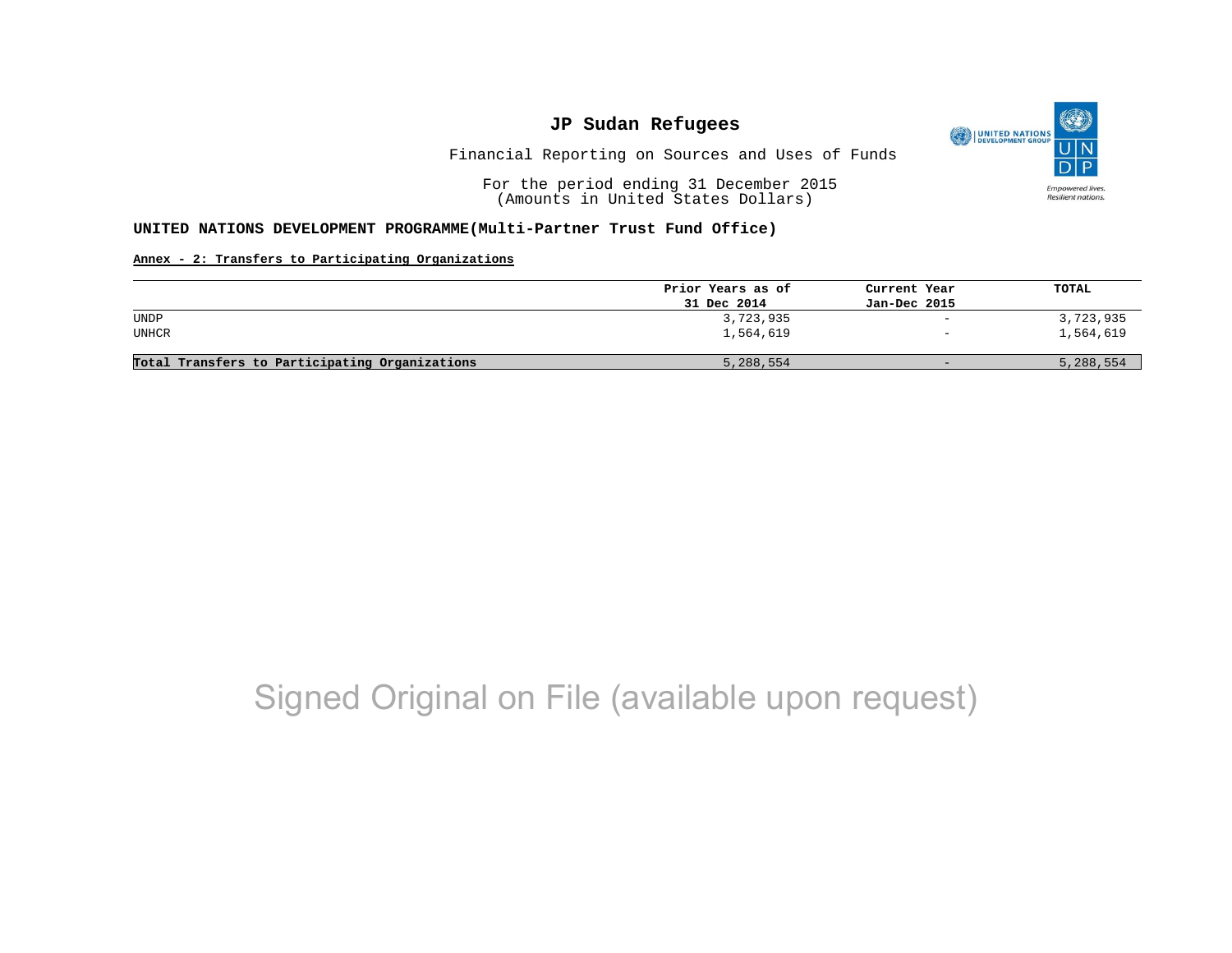# JP Sudan Refugees

Financial Reporting on Sources and Uses of Funds

For the period ending 31 December 2015
(Amounts in United States Dollars)

**UNITED NATIONS DEVELOPMENT PROGRAMME(Multi-Partner Trust Fund Office)**

**Annex - 2: Transfers to Participating Organizations**

| | Prior Years as of 31 Dec 2014 | Current Year Jan-Dec 2015 | TOTAL |
|---|---|---|---|
| UNDP | 3,723,935 | - | 3,723,935 |
| UNHCR | 1,564,619 | - | 1,564,619 |
| **Total Transfers to Participating Organizations** | 5,288,554 | - | 5,288,554 |

Signed Original on File (available upon request)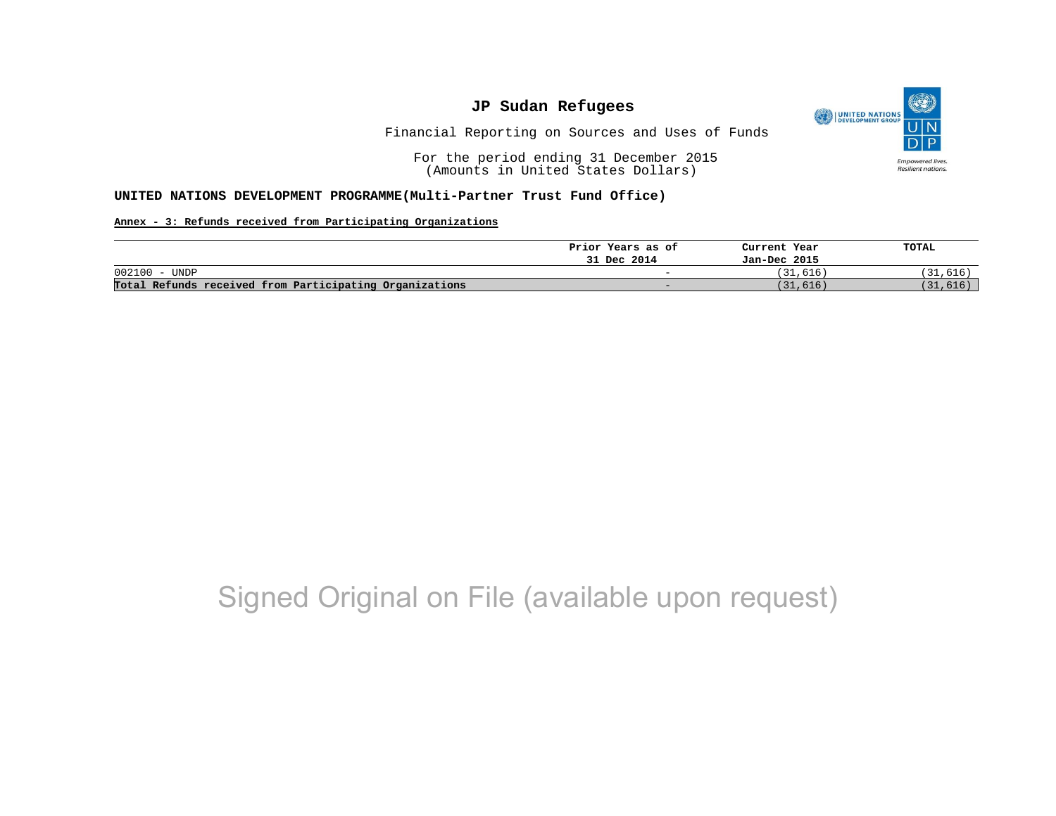# JP Sudan Refugees

Financial Reporting on Sources and Uses of Funds

For the period ending 31 December 2015
(Amounts in United States Dollars)

**UNITED NATIONS DEVELOPMENT PROGRAMME(Multi-Partner Trust Fund Office)**

**Annex - 3: Refunds received from Participating Organizations**

| | Prior Years as of 31 Dec 2014 | Current Year Jan-Dec 2015 | TOTAL |
|---|---|---|---|
| 002100 - UNDP | - | (31,616) | (31,616) |
| **Total Refunds received from Participating Organizations** | - | (31,616) | (31,616) |

Signed Original on File (available upon request)